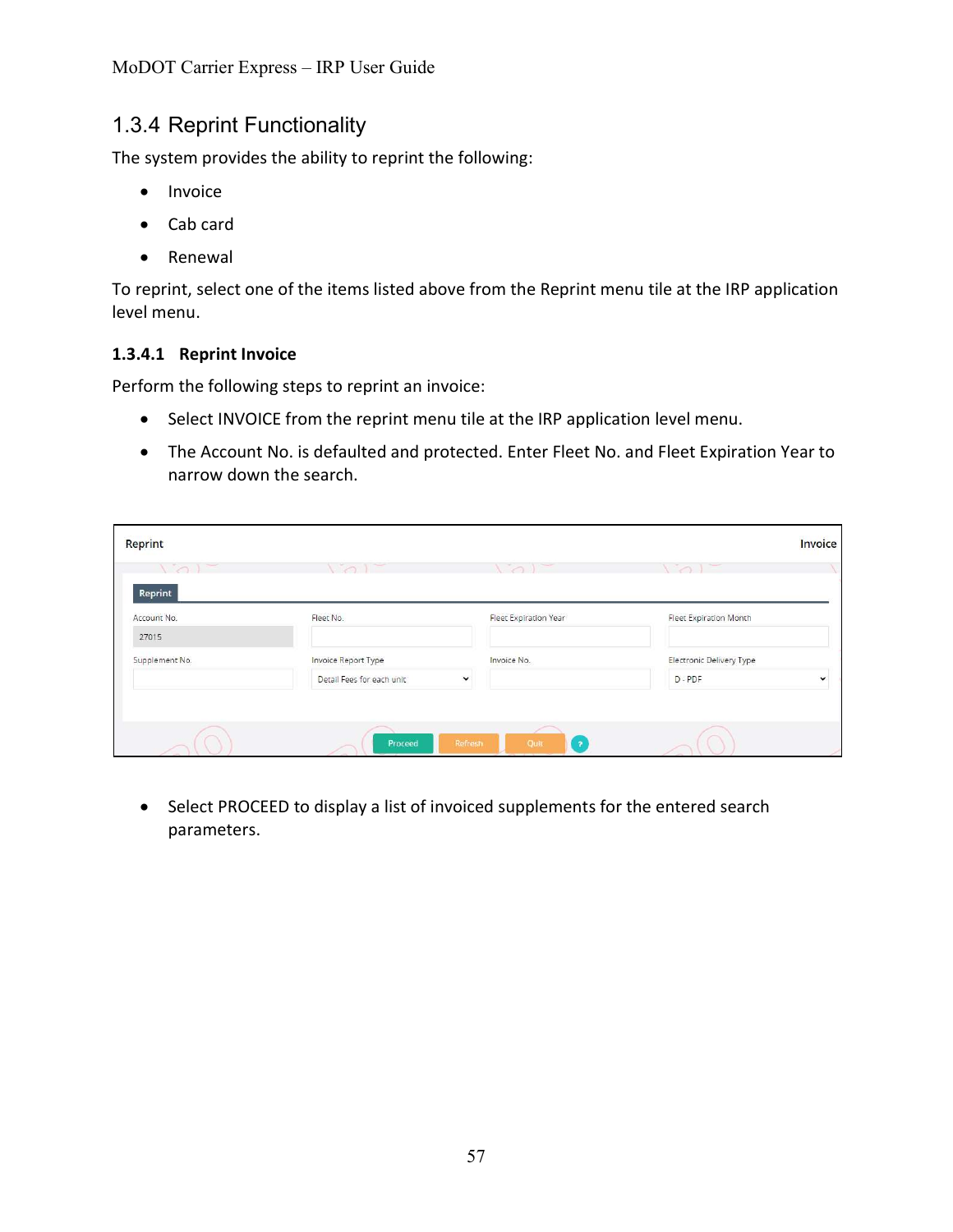## 1.3.4 Reprint Functionality

The system provides the ability to reprint the following:

- Invoice
- Cab card
- Renewal

To reprint, select one of the items listed above from the Reprint menu tile at the IRP application level menu.

### 1.3.4.1 Reprint Invoice

Perform the following steps to reprint an invoice:

- Select INVOICE from the reprint menu tile at the IRP application level menu.
- The Account No. is defaulted and protected. Enter Fleet No. and Fleet Expiration Year to narrow down the search.

- Select PROCEED to display a list of invoiced supplements for the entered search parameters.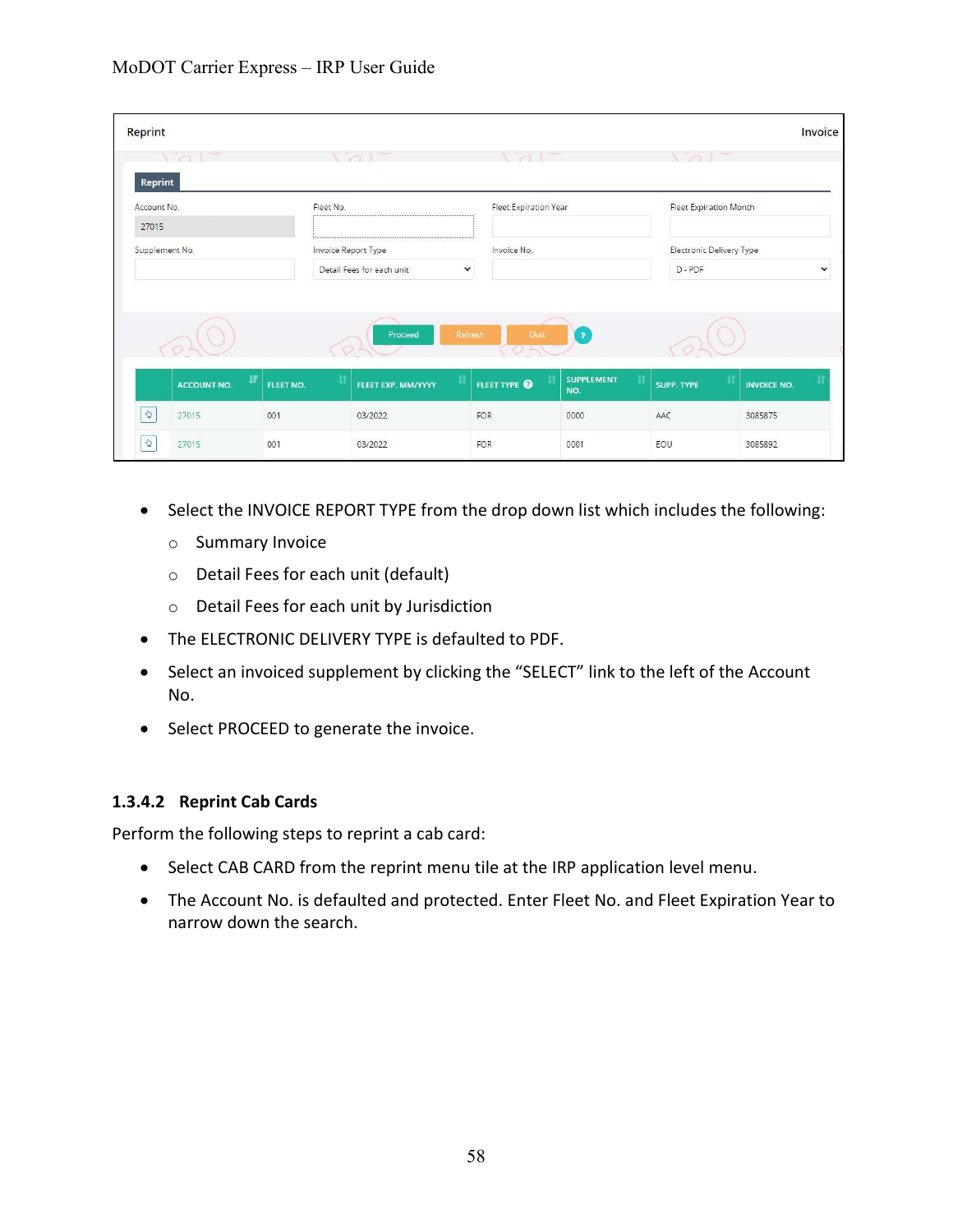| Reprint | | | Invoice |
|---|---|---|---|
| Account No. | Fleet No. | Fleet Expiration Year | Fleet Expiration Month |
| 27015 | | | |
| Supplement No. | Invoice Report Type | Invoice No. | Electronic Delivery Type |
| | Detail Fees for each unit | | D - PDF |

Proceed | Refresh | Quit

| | ACCOUNT NO. | FLEET NO. | FLEET EXP. MM/YYYY | FLEET TYPE | SUPPLEMENT NO. | SUPP. TYPE | INVOICE NO. |
|---|---|---|---|---|---|---|---|
| | 27015 | 001 | 03/2022 | FOR | 0000 | AAC | 3085875 |
| | 27015 | 001 | 03/2022 | FOR | 0001 | EOU | 3085892 |

- Select the INVOICE REPORT TYPE from the drop down list which includes the following:
  - Summary Invoice
  - Detail Fees for each unit (default)
  - Detail Fees for each unit by Jurisdiction
- The ELECTRONIC DELIVERY TYPE is defaulted to PDF.
- Select an invoiced supplement by clicking the “SELECT” link to the left of the Account No.
- Select PROCEED to generate the invoice.

### 1.3.4.2 Reprint Cab Cards

Perform the following steps to reprint a cab card:

- Select CAB CARD from the reprint menu tile at the IRP application level menu.
- The Account No. is defaulted and protected. Enter Fleet No. and Fleet Expiration Year to narrow down the search.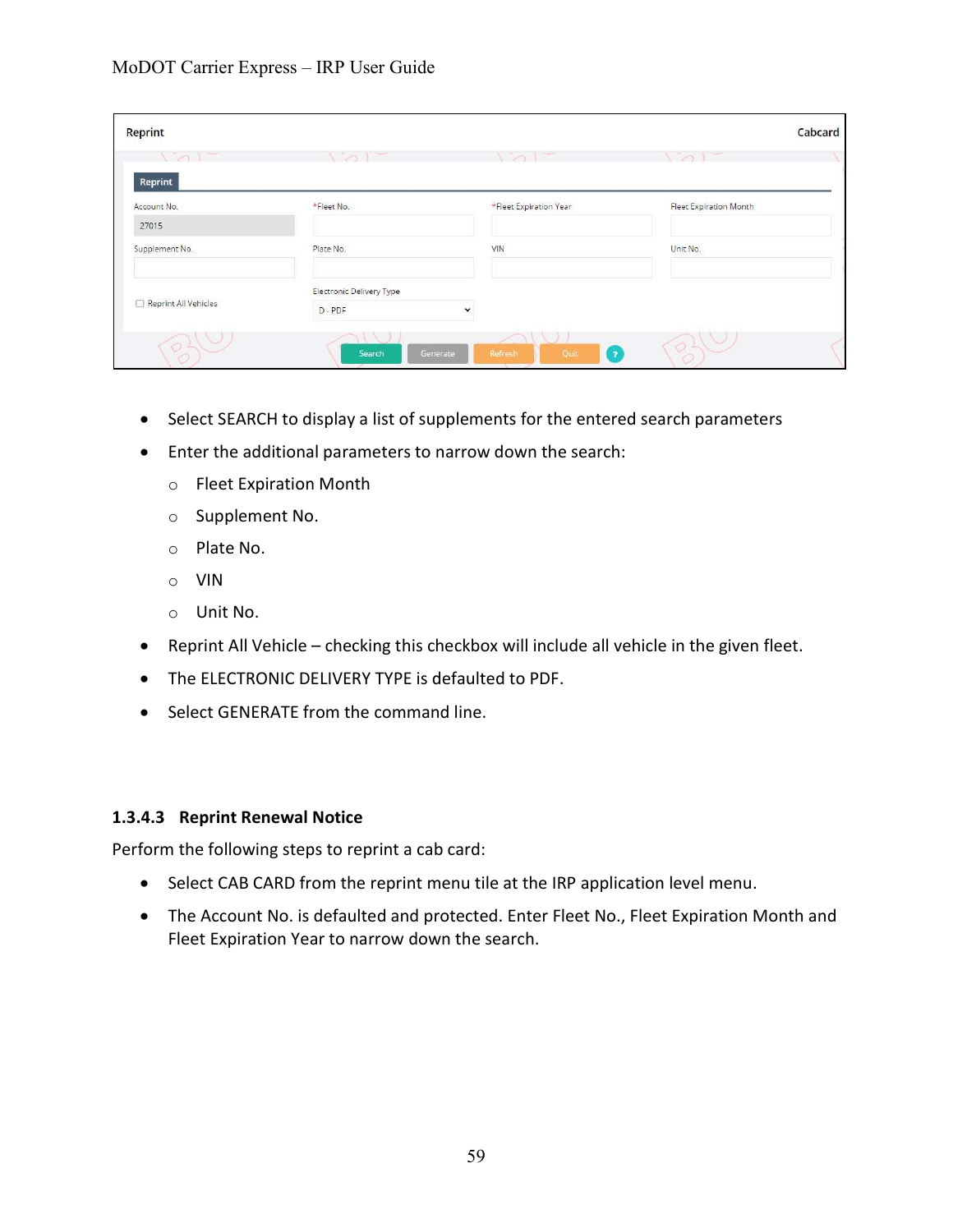- Select SEARCH to display a list of supplements for the entered search parameters
- Enter the additional parameters to narrow down the search:
  - Fleet Expiration Month
  - Supplement No.
  - Plate No.
  - VIN
  - Unit No.
- Reprint All Vehicle – checking this checkbox will include all vehicle in the given fleet.
- The ELECTRONIC DELIVERY TYPE is defaulted to PDF.
- Select GENERATE from the command line.

#### 1.3.4.3 Reprint Renewal Notice

Perform the following steps to reprint a cab card:

- Select CAB CARD from the reprint menu tile at the IRP application level menu.
- The Account No. is defaulted and protected. Enter Fleet No., Fleet Expiration Month and Fleet Expiration Year to narrow down the search.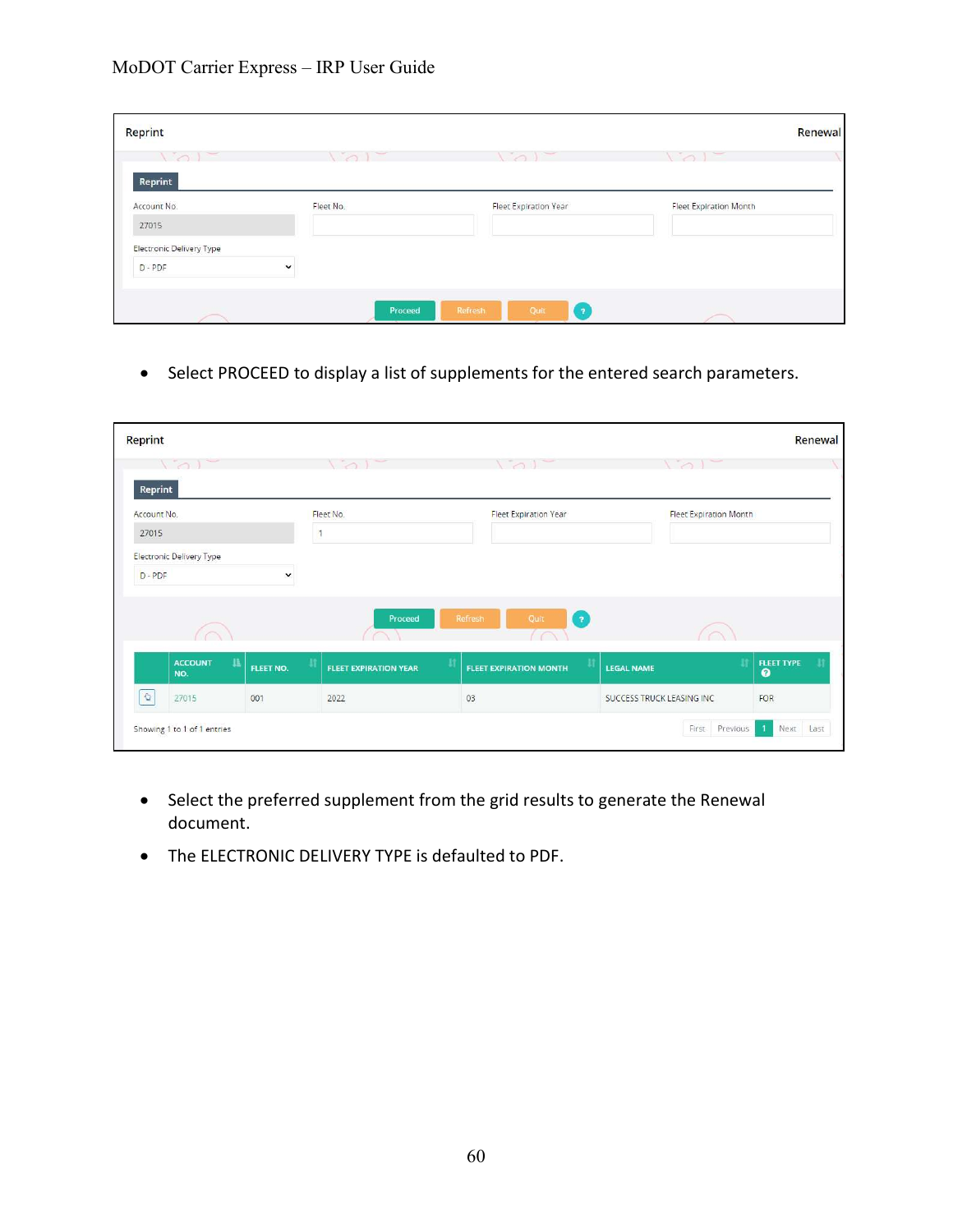| Reprint | | | Renewal |
|---|---|---|---|
| **Reprint** | | | |
| Account No. | Fleet No. | Fleet Expiration Year | Fleet Expiration Month |
| 27015 | | | |
| Electronic Delivery Type | | | |
| D - PDF | | | |

Proceed | Refresh | Quit | ?

- Select PROCEED to display a list of supplements for the entered search parameters.

| Reprint | | | Renewal |
|---|---|---|---|
| **Reprint** | | | |
| Account No. | Fleet No. | Fleet Expiration Year | Fleet Expiration Month |
| 27015 | 1 | | |
| Electronic Delivery Type | | | |
| D - PDF | | | |

Proceed | Refresh | Quit | ?

| | ACCOUNT NO. | FLEET NO. | FLEET EXPIRATION YEAR | FLEET EXPIRATION MONTH | LEGAL NAME | FLEET TYPE |
|---|---|---|---|---|---|---|
| | 27015 | 001 | 2022 | 03 | SUCCESS TRUCK LEASING INC | FOR |

Showing 1 to 1 of 1 entries — First | Previous | 1 | Next | Last

- Select the preferred supplement from the grid results to generate the Renewal document.
- The ELECTRONIC DELIVERY TYPE is defaulted to PDF.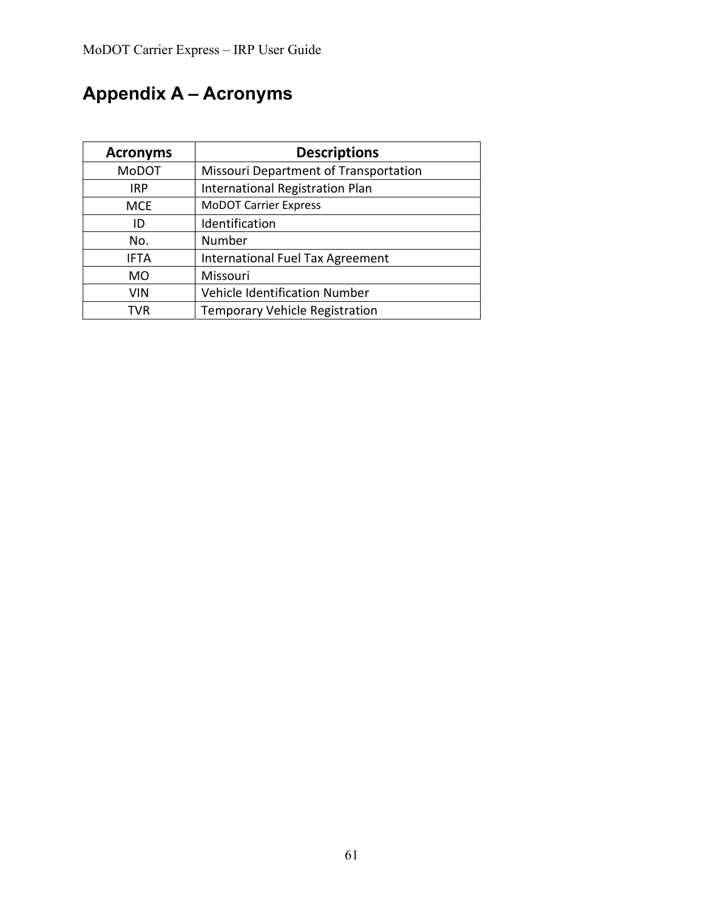# Appendix A – Acronyms

| Acronyms | Descriptions |
|---|---|
| MoDOT | Missouri Department of Transportation |
| IRP | International Registration Plan |
| MCE | MoDOT Carrier Express |
| ID | Identification |
| No. | Number |
| IFTA | International Fuel Tax Agreement |
| MO | Missouri |
| VIN | Vehicle Identification Number |
| TVR | Temporary Vehicle Registration |